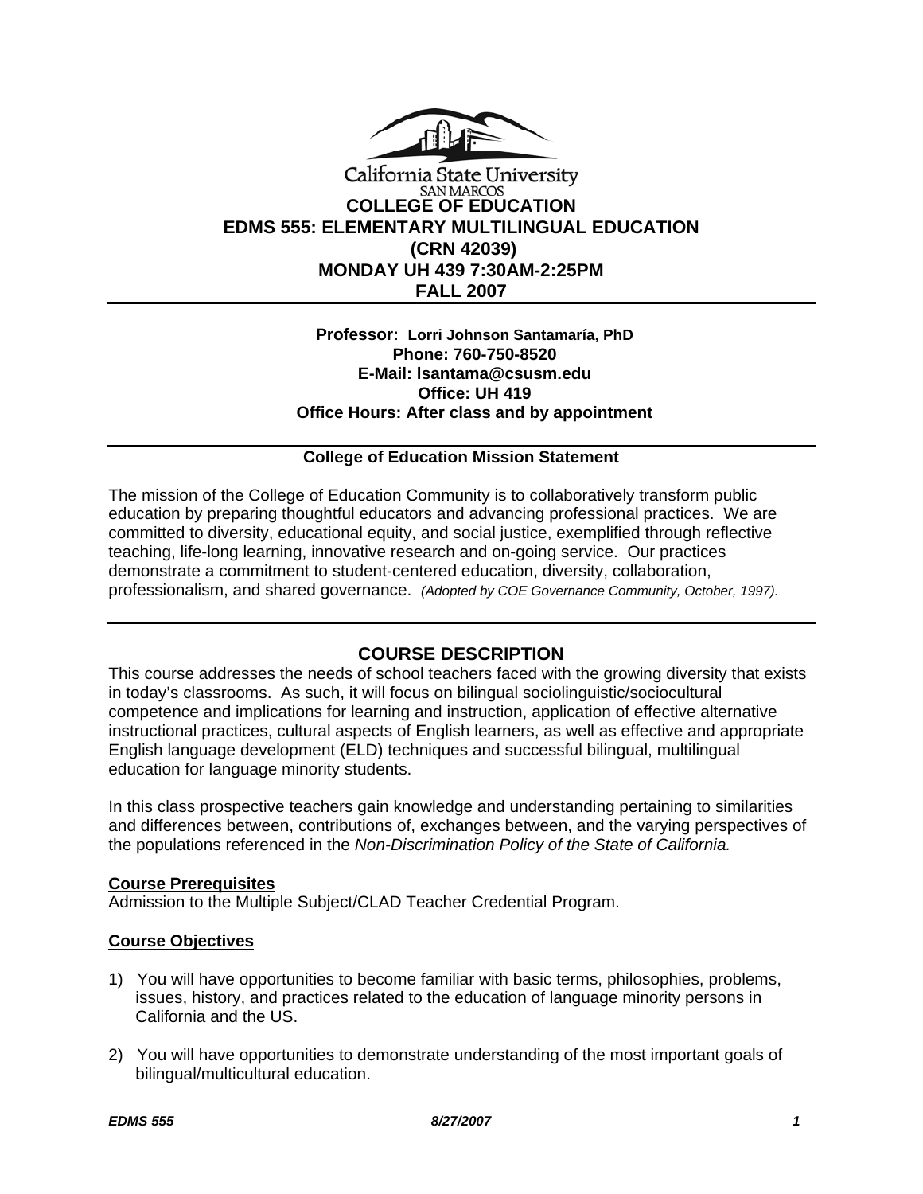California State University
SAN MARCOS

# COLLEGE OF EDUCATION
# EDMS 555: ELEMENTARY MULTILINGUAL EDUCATION
# (CRN 42039)
# MONDAY UH 439 7:30AM-2:25PM
# FALL 2007

**Professor: Lorri Johnson Santamaría, PhD**
**Phone: 760-750-8520**
**E-Mail: lsantama@csusm.edu**
**Office: UH 419**
**Office Hours: After class and by appointment**

**College of Education Mission Statement**

The mission of the College of Education Community is to collaboratively transform public education by preparing thoughtful educators and advancing professional practices. We are committed to diversity, educational equity, and social justice, exemplified through reflective teaching, life-long learning, innovative research and on-going service. Our practices demonstrate a commitment to student-centered education, diversity, collaboration, professionalism, and shared governance. *(Adopted by COE Governance Community, October, 1997).*

## COURSE DESCRIPTION

This course addresses the needs of school teachers faced with the growing diversity that exists in today's classrooms. As such, it will focus on bilingual sociolinguistic/sociocultural competence and implications for learning and instruction, application of effective alternative instructional practices, cultural aspects of English learners, as well as effective and appropriate English language development (ELD) techniques and successful bilingual, multilingual education for language minority students.

In this class prospective teachers gain knowledge and understanding pertaining to similarities and differences between, contributions of, exchanges between, and the varying perspectives of the populations referenced in the *Non-Discrimination Policy of the State of California.*

### Course Prerequisites

Admission to the Multiple Subject/CLAD Teacher Credential Program.

### Course Objectives

1) You will have opportunities to become familiar with basic terms, philosophies, problems, issues, history, and practices related to the education of language minority persons in California and the US.

2) You will have opportunities to demonstrate understanding of the most important goals of bilingual/multicultural education.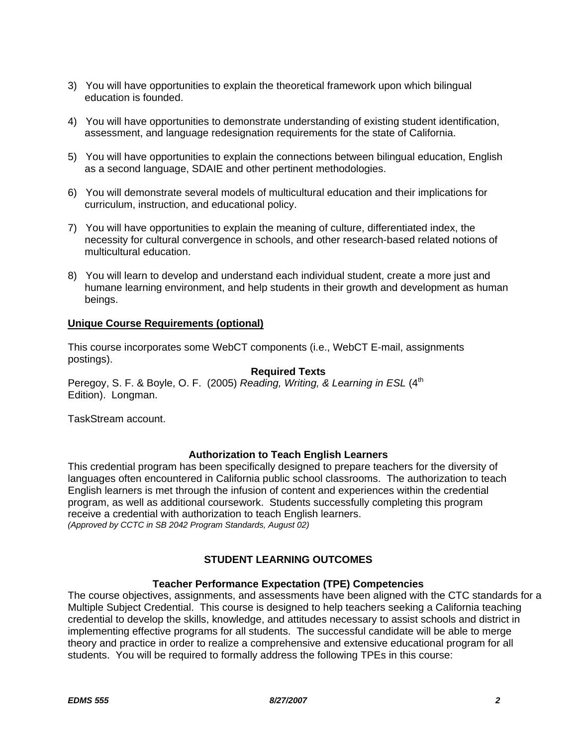3) You will have opportunities to explain the theoretical framework upon which bilingual education is founded.

4) You will have opportunities to demonstrate understanding of existing student identification, assessment, and language redesignation requirements for the state of California.

5) You will have opportunities to explain the connections between bilingual education, English as a second language, SDAIE and other pertinent methodologies.

6) You will demonstrate several models of multicultural education and their implications for curriculum, instruction, and educational policy.

7) You will have opportunities to explain the meaning of culture, differentiated index, the necessity for cultural convergence in schools, and other research-based related notions of multicultural education.

8) You will learn to develop and understand each individual student, create a more just and humane learning environment, and help students in their growth and development as human beings.

**Unique Course Requirements (optional)**

This course incorporates some WebCT components (i.e., WebCT E-mail, assignments postings).

**Required Texts**

Peregoy, S. F. & Boyle, O. F. (2005) *Reading, Writing, & Learning in ESL* (4th Edition). Longman.

TaskStream account.

**Authorization to Teach English Learners**

This credential program has been specifically designed to prepare teachers for the diversity of languages often encountered in California public school classrooms. The authorization to teach English learners is met through the infusion of content and experiences within the credential program, as well as additional coursework. Students successfully completing this program receive a credential with authorization to teach English learners.
*(Approved by CCTC in SB 2042 Program Standards, August 02)*

## STUDENT LEARNING OUTCOMES

### Teacher Performance Expectation (TPE) Competencies

The course objectives, assignments, and assessments have been aligned with the CTC standards for a Multiple Subject Credential. This course is designed to help teachers seeking a California teaching credential to develop the skills, knowledge, and attitudes necessary to assist schools and district in implementing effective programs for all students. The successful candidate will be able to merge theory and practice in order to realize a comprehensive and extensive educational program for all students. You will be required to formally address the following TPEs in this course: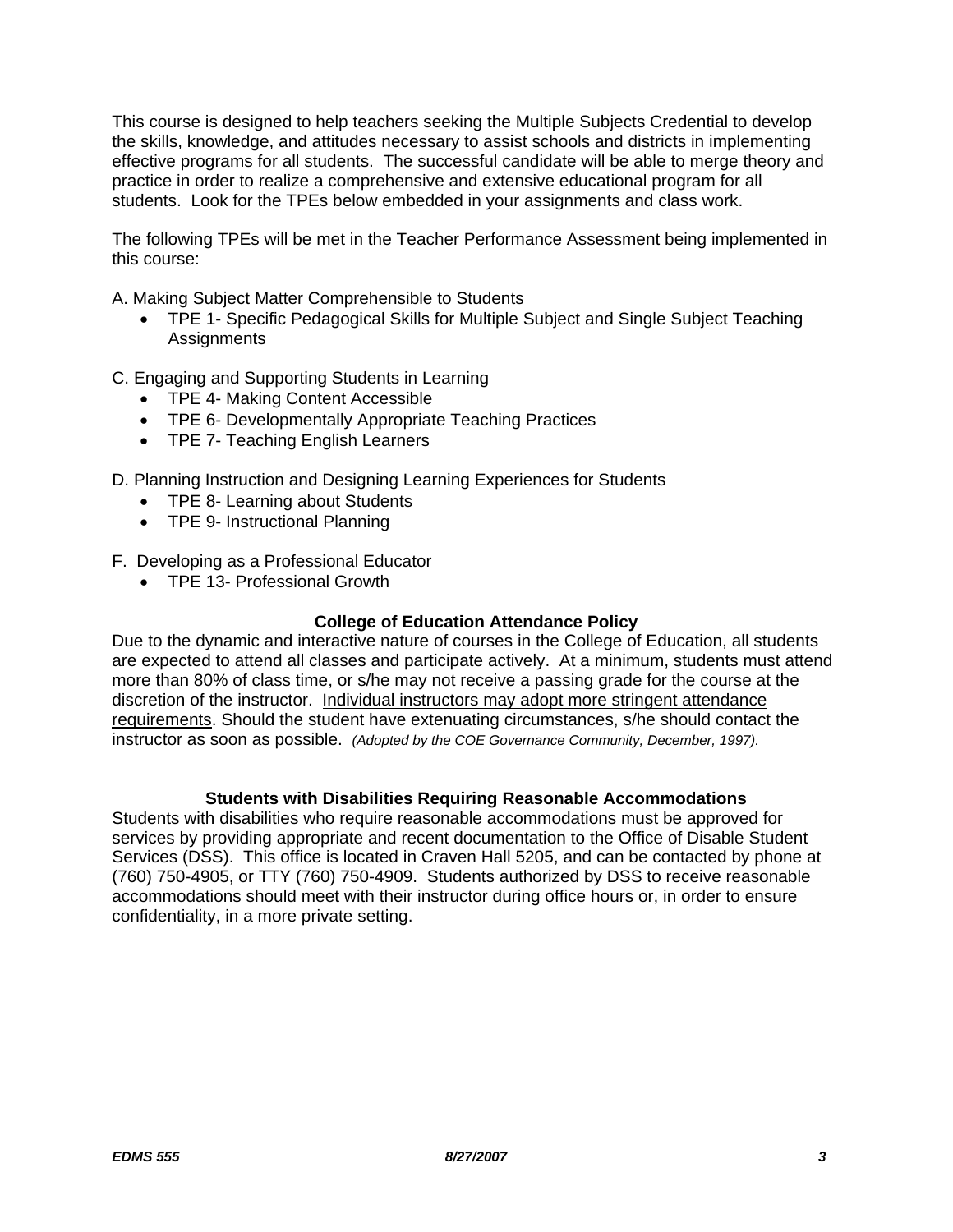This course is designed to help teachers seeking the Multiple Subjects Credential to develop the skills, knowledge, and attitudes necessary to assist schools and districts in implementing effective programs for all students. The successful candidate will be able to merge theory and practice in order to realize a comprehensive and extensive educational program for all students. Look for the TPEs below embedded in your assignments and class work.

The following TPEs will be met in the Teacher Performance Assessment being implemented in this course:

A. Making Subject Matter Comprehensible to Students
- TPE 1- Specific Pedagogical Skills for Multiple Subject and Single Subject Teaching Assignments

C. Engaging and Supporting Students in Learning
- TPE 4- Making Content Accessible
- TPE 6- Developmentally Appropriate Teaching Practices
- TPE 7- Teaching English Learners

D. Planning Instruction and Designing Learning Experiences for Students
- TPE 8- Learning about Students
- TPE 9- Instructional Planning

F. Developing as a Professional Educator
- TPE 13- Professional Growth

### College of Education Attendance Policy

Due to the dynamic and interactive nature of courses in the College of Education, all students are expected to attend all classes and participate actively. At a minimum, students must attend more than 80% of class time, or s/he may not receive a passing grade for the course at the discretion of the instructor. Individual instructors may adopt more stringent attendance requirements. Should the student have extenuating circumstances, s/he should contact the instructor as soon as possible. *(Adopted by the COE Governance Community, December, 1997).*

### Students with Disabilities Requiring Reasonable Accommodations

Students with disabilities who require reasonable accommodations must be approved for services by providing appropriate and recent documentation to the Office of Disable Student Services (DSS). This office is located in Craven Hall 5205, and can be contacted by phone at (760) 750-4905, or TTY (760) 750-4909. Students authorized by DSS to receive reasonable accommodations should meet with their instructor during office hours or, in order to ensure confidentiality, in a more private setting.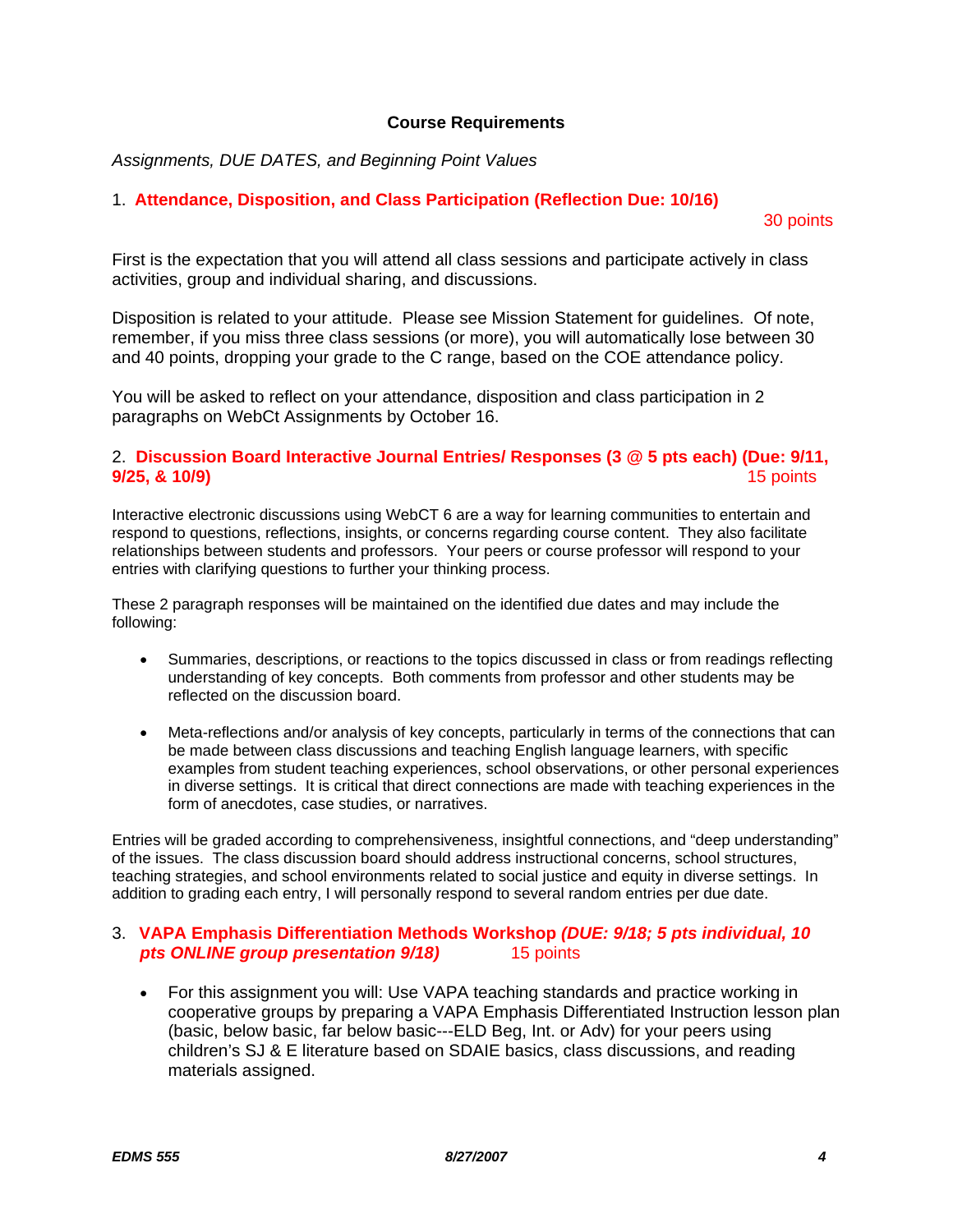## Course Requirements

*Assignments, DUE DATES, and Beginning Point Values*

### 1. **Attendance, Disposition, and Class Participation (Reflection Due: 10/16)**

30 points

First is the expectation that you will attend all class sessions and participate actively in class activities, group and individual sharing, and discussions.

Disposition is related to your attitude. Please see Mission Statement for guidelines. Of note, remember, if you miss three class sessions (or more), you will automatically lose between 30 and 40 points, dropping your grade to the C range, based on the COE attendance policy.

You will be asked to reflect on your attendance, disposition and class participation in 2 paragraphs on WebCt Assignments by October 16.

### 2. **Discussion Board Interactive Journal Entries/ Responses (3 @ 5 pts each) (Due: 9/11, 9/25, & 10/9)**

15 points

Interactive electronic discussions using WebCT 6 are a way for learning communities to entertain and respond to questions, reflections, insights, or concerns regarding course content. They also facilitate relationships between students and professors. Your peers or course professor will respond to your entries with clarifying questions to further your thinking process.

These 2 paragraph responses will be maintained on the identified due dates and may include the following:

- Summaries, descriptions, or reactions to the topics discussed in class or from readings reflecting understanding of key concepts. Both comments from professor and other students may be reflected on the discussion board.
- Meta-reflections and/or analysis of key concepts, particularly in terms of the connections that can be made between class discussions and teaching English language learners, with specific examples from student teaching experiences, school observations, or other personal experiences in diverse settings. It is critical that direct connections are made with teaching experiences in the form of anecdotes, case studies, or narratives.

Entries will be graded according to comprehensiveness, insightful connections, and "deep understanding" of the issues. The class discussion board should address instructional concerns, school structures, teaching strategies, and school environments related to social justice and equity in diverse settings. In addition to grading each entry, I will personally respond to several random entries per due date.

### 3. **VAPA Emphasis Differentiation Methods Workshop *(DUE: 9/18; 5 pts individual, 10 pts ONLINE group presentation 9/18)***

15 points

- For this assignment you will: Use VAPA teaching standards and practice working in cooperative groups by preparing a VAPA Emphasis Differentiated Instruction lesson plan (basic, below basic, far below basic---ELD Beg, Int. or Adv) for your peers using children's SJ & E literature based on SDAIE basics, class discussions, and reading materials assigned.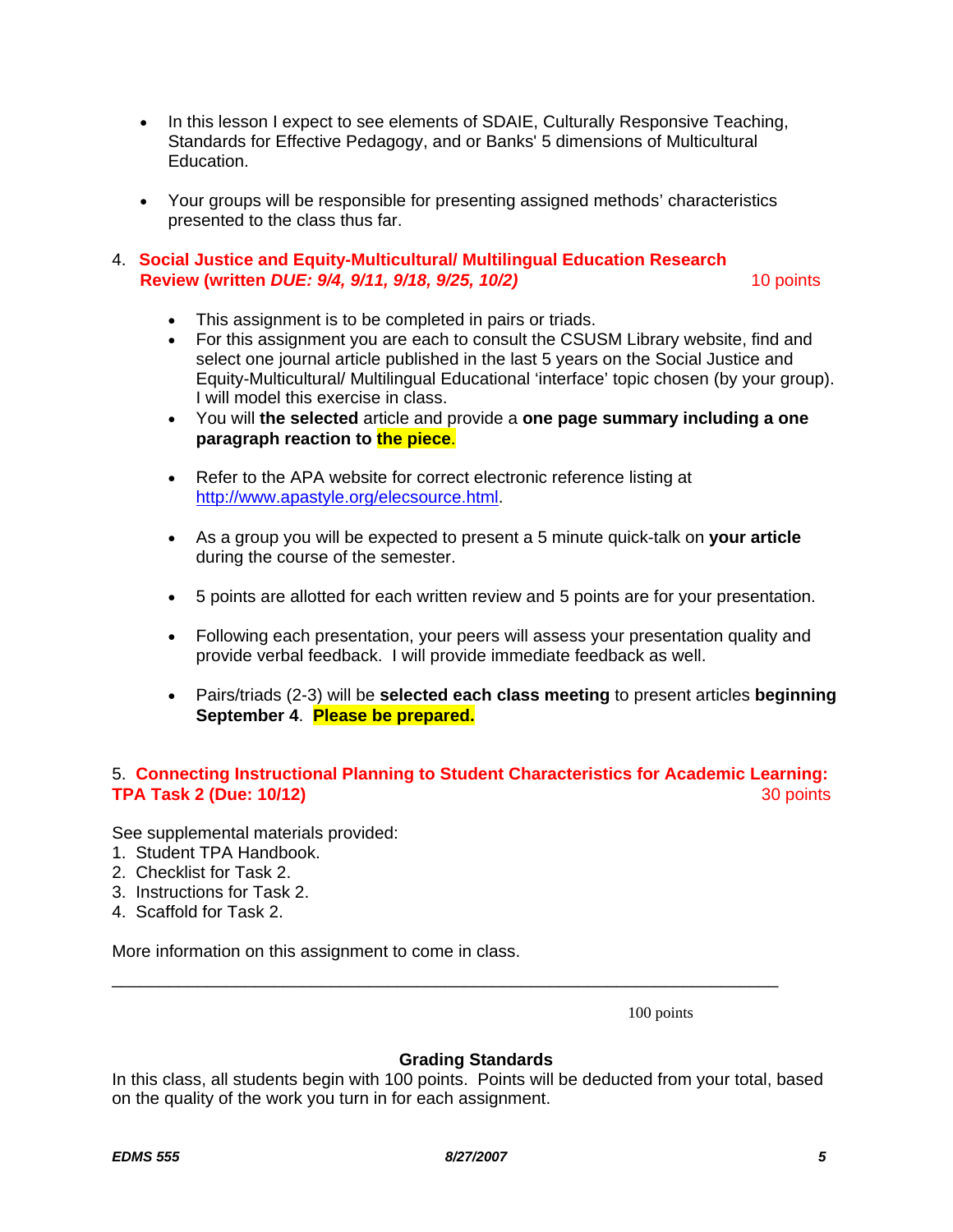- In this lesson I expect to see elements of SDAIE, Culturally Responsive Teaching, Standards for Effective Pedagogy, and or Banks' 5 dimensions of Multicultural Education.

- Your groups will be responsible for presenting assigned methods' characteristics presented to the class thus far.

4. **Social Justice and Equity-Multicultural/ Multilingual Education Research Review (written *DUE: 9/4, 9/11, 9/18, 9/25, 10/2)*** 10 points

- This assignment is to be completed in pairs or triads.
- For this assignment you are each to consult the CSUSM Library website, find and select one journal article published in the last 5 years on the Social Justice and Equity-Multicultural/ Multilingual Educational 'interface' topic chosen (by your group). I will model this exercise in class.
- You will **the selected** article and provide a **one page summary including a one paragraph reaction to the piece**.

- Refer to the APA website for correct electronic reference listing at http://www.apastyle.org/elecsource.html.

- As a group you will be expected to present a 5 minute quick-talk on **your article** during the course of the semester.

- 5 points are allotted for each written review and 5 points are for your presentation.

- Following each presentation, your peers will assess your presentation quality and provide verbal feedback. I will provide immediate feedback as well.

- Pairs/triads (2-3) will be **selected each class meeting** to present articles **beginning September 4**. **Please be prepared.**

5. **Connecting Instructional Planning to Student Characteristics for Academic Learning: TPA Task 2 (Due: 10/12)** 30 points

See supplemental materials provided:
1. Student TPA Handbook.
2. Checklist for Task 2.
3. Instructions for Task 2.
4. Scaffold for Task 2.

More information on this assignment to come in class.

---

100 points

**Grading Standards**

In this class, all students begin with 100 points. Points will be deducted from your total, based on the quality of the work you turn in for each assignment.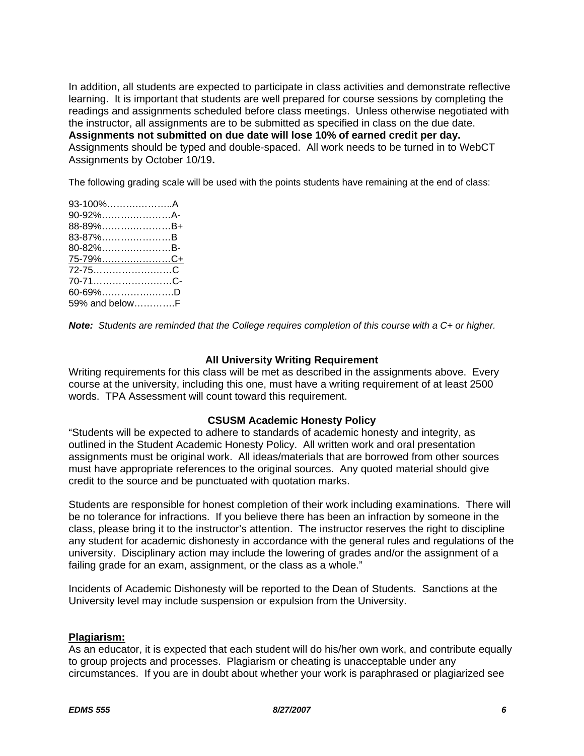In addition, all students are expected to participate in class activities and demonstrate reflective learning. It is important that students are well prepared for course sessions by completing the readings and assignments scheduled before class meetings. Unless otherwise negotiated with the instructor, all assignments are to be submitted as specified in class on the due date. **Assignments not submitted on due date will lose 10% of earned credit per day.** Assignments should be typed and double-spaced. All work needs to be turned in to WebCT Assignments by October 10/19**.**

The following grading scale will be used with the points students have remaining at the end of class:

93-100%………………..A
90-92%…………………A-
88-89%…………………B+
83-87%…………………B
80-82%…………………B-
75-79%…………………C+
72-75……………………C
70-71……………………C-
60-69%…………………..D
59% and below…………F

***Note:*** *Students are reminded that the College requires completion of this course with a C+ or higher.*

### All University Writing Requirement

Writing requirements for this class will be met as described in the assignments above. Every course at the university, including this one, must have a writing requirement of at least 2500 words. TPA Assessment will count toward this requirement.

### CSUSM Academic Honesty Policy

"Students will be expected to adhere to standards of academic honesty and integrity, as outlined in the Student Academic Honesty Policy. All written work and oral presentation assignments must be original work. All ideas/materials that are borrowed from other sources must have appropriate references to the original sources. Any quoted material should give credit to the source and be punctuated with quotation marks.

Students are responsible for honest completion of their work including examinations. There will be no tolerance for infractions. If you believe there has been an infraction by someone in the class, please bring it to the instructor's attention. The instructor reserves the right to discipline any student for academic dishonesty in accordance with the general rules and regulations of the university. Disciplinary action may include the lowering of grades and/or the assignment of a failing grade for an exam, assignment, or the class as a whole."

Incidents of Academic Dishonesty will be reported to the Dean of Students. Sanctions at the University level may include suspension or expulsion from the University.

**Plagiarism:**

As an educator, it is expected that each student will do his/her own work, and contribute equally to group projects and processes. Plagiarism or cheating is unacceptable under any circumstances. If you are in doubt about whether your work is paraphrased or plagiarized see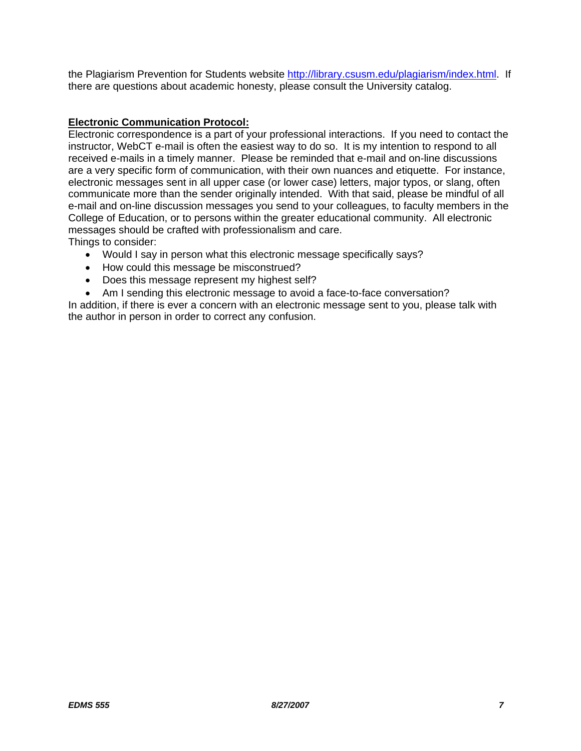the Plagiarism Prevention for Students website http://library.csusm.edu/plagiarism/index.html. If there are questions about academic honesty, please consult the University catalog.

**Electronic Communication Protocol:**

Electronic correspondence is a part of your professional interactions. If you need to contact the instructor, WebCT e-mail is often the easiest way to do so. It is my intention to respond to all received e-mails in a timely manner. Please be reminded that e-mail and on-line discussions are a very specific form of communication, with their own nuances and etiquette. For instance, electronic messages sent in all upper case (or lower case) letters, major typos, or slang, often communicate more than the sender originally intended. With that said, please be mindful of all e-mail and on-line discussion messages you send to your colleagues, to faculty members in the College of Education, or to persons within the greater educational community. All electronic messages should be crafted with professionalism and care.

Things to consider:

- Would I say in person what this electronic message specifically says?
- How could this message be misconstrued?
- Does this message represent my highest self?
- Am I sending this electronic message to avoid a face-to-face conversation?

In addition, if there is ever a concern with an electronic message sent to you, please talk with the author in person in order to correct any confusion.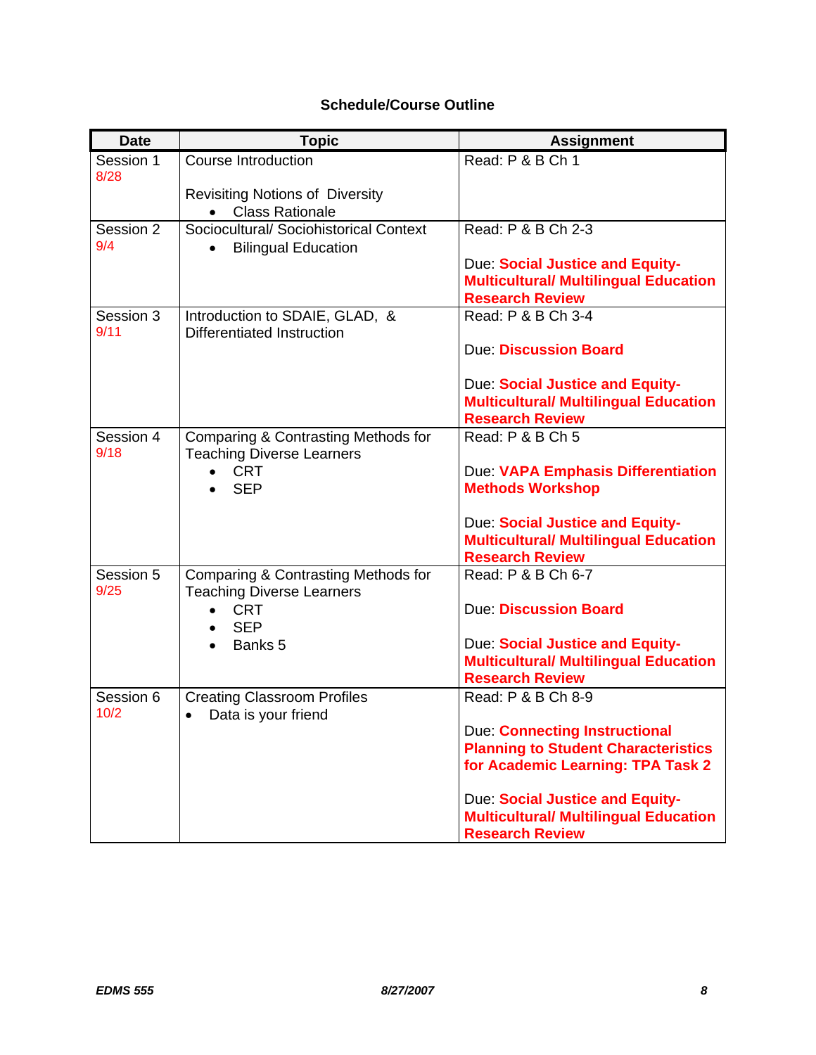**Schedule/Course Outline**

| Date | Topic | Assignment |
|---|---|---|
| Session 1 8/28 | Course Introduction<br><br>Revisiting Notions of Diversity<br>• Class Rationale | Read: P & B Ch 1 |
| Session 2 9/4 | Sociocultural/ Sociohistorical Context<br>• Bilingual Education | Read: P & B Ch 2-3<br><br>Due: **Social Justice and Equity-Multicultural/ Multilingual Education Research Review** |
| Session 3 9/11 | Introduction to SDAIE, GLAD, & Differentiated Instruction | Read: P & B Ch 3-4<br><br>Due: **Discussion Board**<br><br>Due: **Social Justice and Equity-Multicultural/ Multilingual Education Research Review** |
| Session 4 9/18 | Comparing & Contrasting Methods for Teaching Diverse Learners<br>• CRT<br>• SEP | Read: P & B Ch 5<br><br>Due: **VAPA Emphasis Differentiation Methods Workshop**<br><br>Due: **Social Justice and Equity-Multicultural/ Multilingual Education Research Review** |
| Session 5 9/25 | Comparing & Contrasting Methods for Teaching Diverse Learners<br>• CRT<br>• SEP<br>• Banks 5 | Read: P & B Ch 6-7<br><br>Due: **Discussion Board**<br><br>Due: **Social Justice and Equity-Multicultural/ Multilingual Education Research Review** |
| Session 6 10/2 | Creating Classroom Profiles<br>• Data is your friend | Read: P & B Ch 8-9<br><br>Due: **Connecting Instructional Planning to Student Characteristics for Academic Learning: TPA Task 2**<br><br>Due: **Social Justice and Equity-Multicultural/ Multilingual Education Research Review** |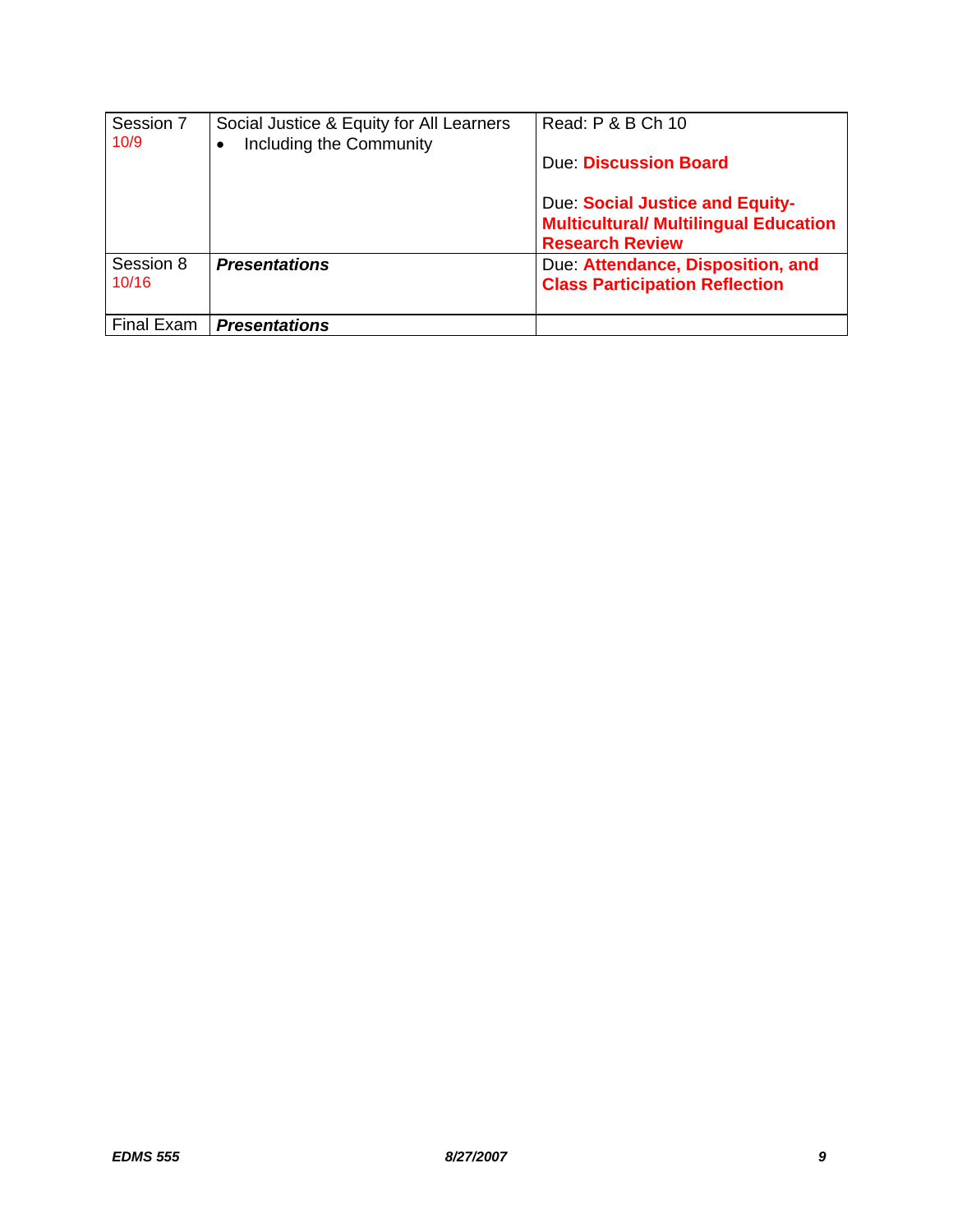| Session 7 10/9 | Social Justice & Equity for All Learners<br>• Including the Community | Read: P & B Ch 10<br><br>Due: **Discussion Board**<br><br>Due: **Social Justice and Equity-Multicultural/ Multilingual Education Research Review** |
|---|---|---|
| Session 8 10/16 | ***Presentations*** | Due: **Attendance, Disposition, and Class Participation Reflection** |
| Final Exam | ***Presentations*** | |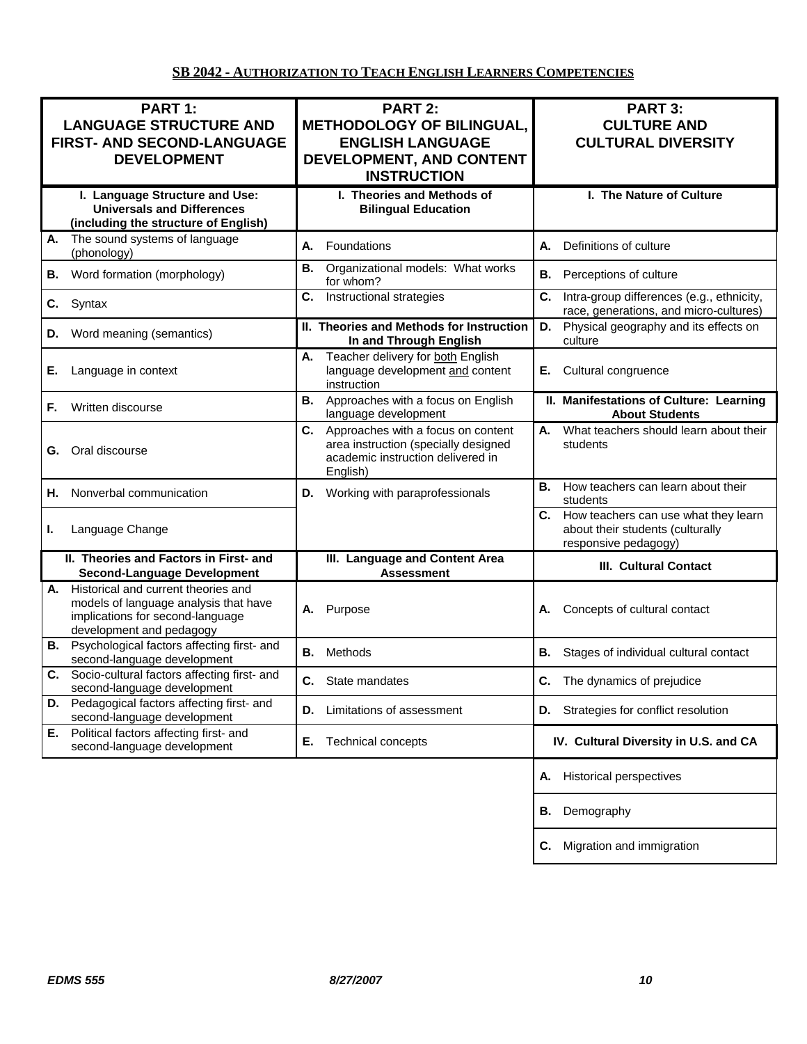**SB 2042 - AUTHORIZATION TO TEACH ENGLISH LEARNERS COMPETENCIES**

| PART 1: LANGUAGE STRUCTURE AND FIRST- AND SECOND-LANGUAGE DEVELOPMENT | PART 2: METHODOLOGY OF BILINGUAL, ENGLISH LANGUAGE DEVELOPMENT, AND CONTENT INSTRUCTION | PART 3: CULTURE AND CULTURAL DIVERSITY |
|---|---|---|
| **I. Language Structure and Use: Universals and Differences (including the structure of English)** | **I. Theories and Methods of Bilingual Education** | **I. The Nature of Culture** |
| **A.** The sound systems of language (phonology) | **A.** Foundations | **A.** Definitions of culture |
| **B.** Word formation (morphology) | **B.** Organizational models: What works for whom? | **B.** Perceptions of culture |
| **C.** Syntax | **C.** Instructional strategies | **C.** Intra-group differences (e.g., ethnicity, race, generations, and micro-cultures) |
| **D.** Word meaning (semantics) | **II. Theories and Methods for Instruction In and Through English** | **D.** Physical geography and its effects on culture |
| **E.** Language in context | **A.** Teacher delivery for both English language development and content instruction | **E.** Cultural congruence |
| **F.** Written discourse | **B.** Approaches with a focus on English language development | **II. Manifestations of Culture: Learning About Students** |
| **G.** Oral discourse | **C.** Approaches with a focus on content area instruction (specially designed academic instruction delivered in English) | **A.** What teachers should learn about their students |
| **H.** Nonverbal communication | **D.** Working with paraprofessionals | **B.** How teachers can learn about their students |
| **I.** Language Change | | **C.** How teachers can use what they learn about their students (culturally responsive pedagogy) |
| **II. Theories and Factors in First- and Second-Language Development** | **III. Language and Content Area Assessment** | **III. Cultural Contact** |
| **A.** Historical and current theories and models of language analysis that have implications for second-language development and pedagogy | **A.** Purpose | **A.** Concepts of cultural contact |
| **B.** Psychological factors affecting first- and second-language development | **B.** Methods | **B.** Stages of individual cultural contact |
| **C.** Socio-cultural factors affecting first- and second-language development | **C.** State mandates | **C.** The dynamics of prejudice |
| **D.** Pedagogical factors affecting first- and second-language development | **D.** Limitations of assessment | **D.** Strategies for conflict resolution |
| **E.** Political factors affecting first- and second-language development | **E.** Technical concepts | **IV. Cultural Diversity in U.S. and CA** |
| | | **A.** Historical perspectives |
| | | **B.** Demography |
| | | **C.** Migration and immigration |